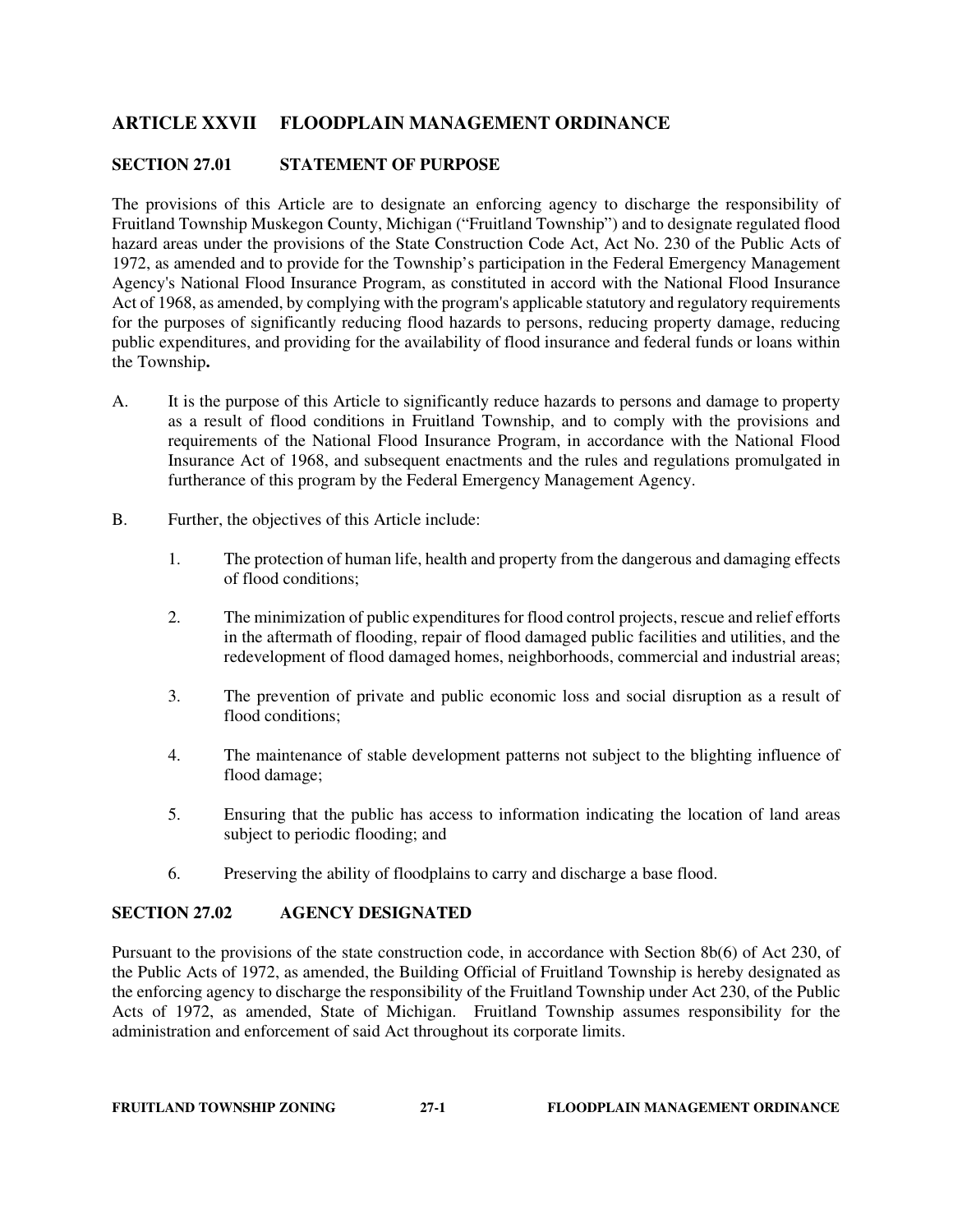# ARTICLE XXVII FLOODPLAIN MANAGEMENT ORDINANCE

## SECTION 27.01 STATEMENT OF PURPOSE

The provisions of this Article are to designate an enforcing agency to discharge the responsibility of Fruitland Township Muskegon County, Michigan ("Fruitland Township") and to designate regulated flood hazard areas under the provisions of the State Construction Code Act, Act No. 230 of the Public Acts of 1972, as amended and to provide for the Township's participation in the Federal Emergency Management Agency's National Flood Insurance Program, as constituted in accord with the National Flood Insurance Act of 1968, as amended, by complying with the program's applicable statutory and regulatory requirements for the purposes of significantly reducing flood hazards to persons, reducing property damage, reducing public expenditures, and providing for the availability of flood insurance and federal funds or loans within the Township**.**

A. It is the purpose of this Article to significantly reduce hazards to persons and damage to property as a result of flood conditions in Fruitland Township, and to comply with the provisions and requirements of the National Flood Insurance Program, in accordance with the National Flood Insurance Act of 1968, and subsequent enactments and the rules and regulations promulgated in furtherance of this program by the Federal Emergency Management Agency.

B. Further, the objectives of this Article include:

1. The protection of human life, health and property from the dangerous and damaging effects of flood conditions;

2. The minimization of public expenditures for flood control projects, rescue and relief efforts in the aftermath of flooding, repair of flood damaged public facilities and utilities, and the redevelopment of flood damaged homes, neighborhoods, commercial and industrial areas;

3. The prevention of private and public economic loss and social disruption as a result of flood conditions;

4. The maintenance of stable development patterns not subject to the blighting influence of flood damage;

5. Ensuring that the public has access to information indicating the location of land areas subject to periodic flooding; and

6. Preserving the ability of floodplains to carry and discharge a base flood.

## SECTION 27.02 AGENCY DESIGNATED

Pursuant to the provisions of the state construction code, in accordance with Section 8b(6) of Act 230, of the Public Acts of 1972, as amended, the Building Official of Fruitland Township is hereby designated as the enforcing agency to discharge the responsibility of the Fruitland Township under Act 230, of the Public Acts of 1972, as amended, State of Michigan. Fruitland Township assumes responsibility for the administration and enforcement of said Act throughout its corporate limits.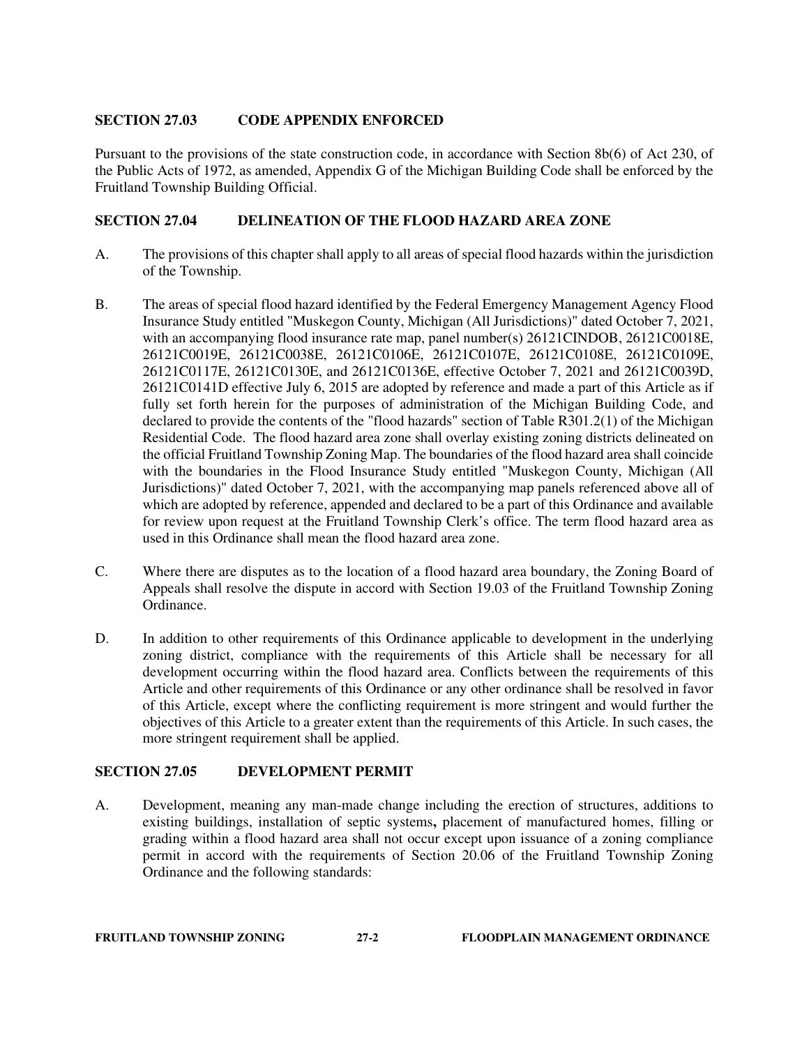## SECTION 27.03 CODE APPENDIX ENFORCED

Pursuant to the provisions of the state construction code, in accordance with Section 8b(6) of Act 230, of the Public Acts of 1972, as amended, Appendix G of the Michigan Building Code shall be enforced by the Fruitland Township Building Official.

## SECTION 27.04 DELINEATION OF THE FLOOD HAZARD AREA ZONE

A. The provisions of this chapter shall apply to all areas of special flood hazards within the jurisdiction of the Township.

B. The areas of special flood hazard identified by the Federal Emergency Management Agency Flood Insurance Study entitled "Muskegon County, Michigan (All Jurisdictions)" dated October 7, 2021, with an accompanying flood insurance rate map, panel number(s) 26121CINDOB, 26121C0018E, 26121C0019E, 26121C0038E, 26121C0106E, 26121C0107E, 26121C0108E, 26121C0109E, 26121C0117E, 26121C0130E, and 26121C0136E, effective October 7, 2021 and 26121C0039D, 26121C0141D effective July 6, 2015 are adopted by reference and made a part of this Article as if fully set forth herein for the purposes of administration of the Michigan Building Code, and declared to provide the contents of the "flood hazards" section of Table R301.2(1) of the Michigan Residential Code. The flood hazard area zone shall overlay existing zoning districts delineated on the official Fruitland Township Zoning Map. The boundaries of the flood hazard area shall coincide with the boundaries in the Flood Insurance Study entitled "Muskegon County, Michigan (All Jurisdictions)" dated October 7, 2021, with the accompanying map panels referenced above all of which are adopted by reference, appended and declared to be a part of this Ordinance and available for review upon request at the Fruitland Township Clerk's office. The term flood hazard area as used in this Ordinance shall mean the flood hazard area zone.

C. Where there are disputes as to the location of a flood hazard area boundary, the Zoning Board of Appeals shall resolve the dispute in accord with Section 19.03 of the Fruitland Township Zoning Ordinance.

D. In addition to other requirements of this Ordinance applicable to development in the underlying zoning district, compliance with the requirements of this Article shall be necessary for all development occurring within the flood hazard area. Conflicts between the requirements of this Article and other requirements of this Ordinance or any other ordinance shall be resolved in favor of this Article, except where the conflicting requirement is more stringent and would further the objectives of this Article to a greater extent than the requirements of this Article. In such cases, the more stringent requirement shall be applied.

## SECTION 27.05 DEVELOPMENT PERMIT

A. Development, meaning any man-made change including the erection of structures, additions to existing buildings, installation of septic systems**,** placement of manufactured homes, filling or grading within a flood hazard area shall not occur except upon issuance of a zoning compliance permit in accord with the requirements of Section 20.06 of the Fruitland Township Zoning Ordinance and the following standards: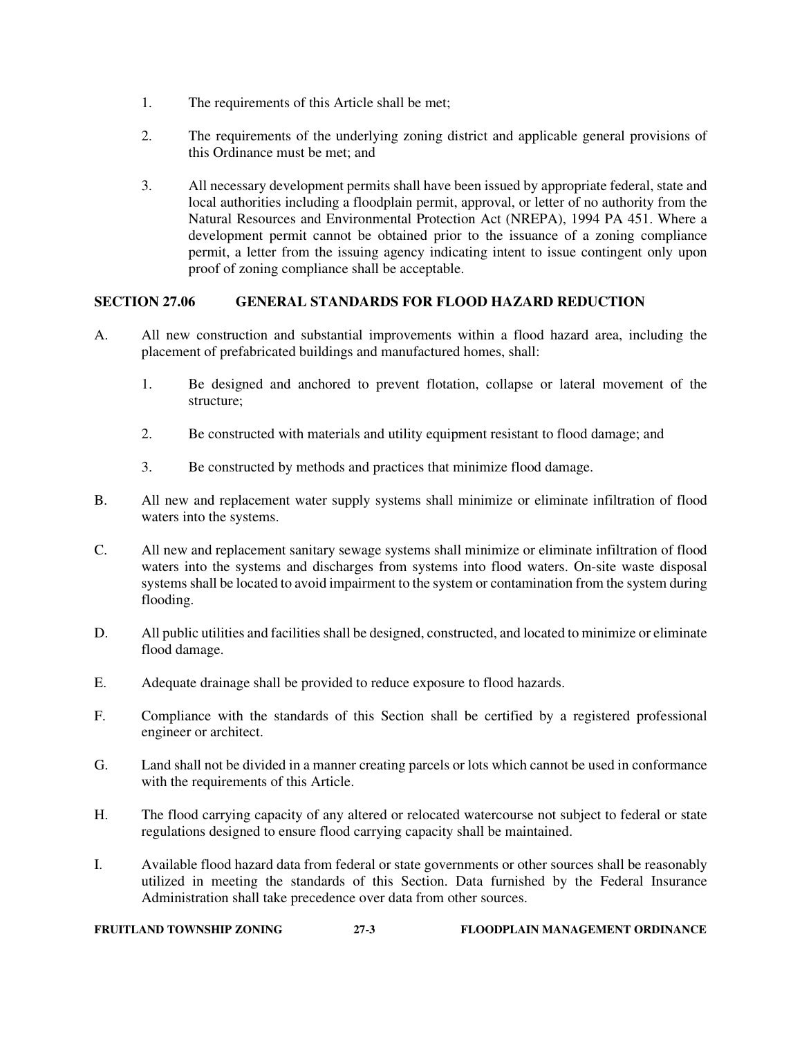1. The requirements of this Article shall be met;

2. The requirements of the underlying zoning district and applicable general provisions of this Ordinance must be met; and

3. All necessary development permits shall have been issued by appropriate federal, state and local authorities including a floodplain permit, approval, or letter of no authority from the Natural Resources and Environmental Protection Act (NREPA), 1994 PA 451. Where a development permit cannot be obtained prior to the issuance of a zoning compliance permit, a letter from the issuing agency indicating intent to issue contingent only upon proof of zoning compliance shall be acceptable.

## SECTION 27.06 GENERAL STANDARDS FOR FLOOD HAZARD REDUCTION

A. All new construction and substantial improvements within a flood hazard area, including the placement of prefabricated buildings and manufactured homes, shall:

   1. Be designed and anchored to prevent flotation, collapse or lateral movement of the structure;

   2. Be constructed with materials and utility equipment resistant to flood damage; and

   3. Be constructed by methods and practices that minimize flood damage.

B. All new and replacement water supply systems shall minimize or eliminate infiltration of flood waters into the systems.

C. All new and replacement sanitary sewage systems shall minimize or eliminate infiltration of flood waters into the systems and discharges from systems into flood waters. On-site waste disposal systems shall be located to avoid impairment to the system or contamination from the system during flooding.

D. All public utilities and facilities shall be designed, constructed, and located to minimize or eliminate flood damage.

E. Adequate drainage shall be provided to reduce exposure to flood hazards.

F. Compliance with the standards of this Section shall be certified by a registered professional engineer or architect.

G. Land shall not be divided in a manner creating parcels or lots which cannot be used in conformance with the requirements of this Article.

H. The flood carrying capacity of any altered or relocated watercourse not subject to federal or state regulations designed to ensure flood carrying capacity shall be maintained.

I. Available flood hazard data from federal or state governments or other sources shall be reasonably utilized in meeting the standards of this Section. Data furnished by the Federal Insurance Administration shall take precedence over data from other sources.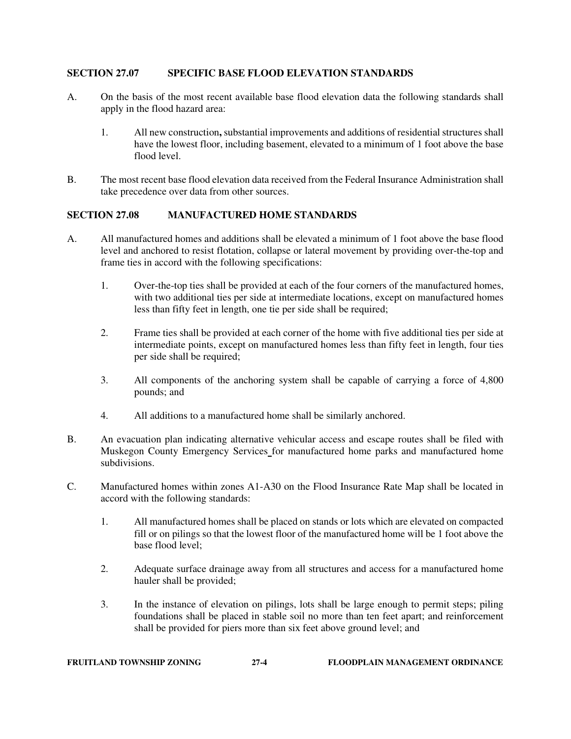## SECTION 27.07 SPECIFIC BASE FLOOD ELEVATION STANDARDS

A. On the basis of the most recent available base flood elevation data the following standards shall apply in the flood hazard area:

   1. All new construction**,** substantial improvements and additions of residential structures shall have the lowest floor, including basement, elevated to a minimum of 1 foot above the base flood level.

B. The most recent base flood elevation data received from the Federal Insurance Administration shall take precedence over data from other sources.

## SECTION 27.08 MANUFACTURED HOME STANDARDS

A. All manufactured homes and additions shall be elevated a minimum of 1 foot above the base flood level and anchored to resist flotation, collapse or lateral movement by providing over-the-top and frame ties in accord with the following specifications:

   1. Over-the-top ties shall be provided at each of the four corners of the manufactured homes, with two additional ties per side at intermediate locations, except on manufactured homes less than fifty feet in length, one tie per side shall be required;

   2. Frame ties shall be provided at each corner of the home with five additional ties per side at intermediate points, except on manufactured homes less than fifty feet in length, four ties per side shall be required;

   3. All components of the anchoring system shall be capable of carrying a force of 4,800 pounds; and

   4. All additions to a manufactured home shall be similarly anchored.

B. An evacuation plan indicating alternative vehicular access and escape routes shall be filed with Muskegon County Emergency Services for manufactured home parks and manufactured home subdivisions.

C. Manufactured homes within zones A1-A30 on the Flood Insurance Rate Map shall be located in accord with the following standards:

   1. All manufactured homes shall be placed on stands or lots which are elevated on compacted fill or on pilings so that the lowest floor of the manufactured home will be 1 foot above the base flood level;

   2. Adequate surface drainage away from all structures and access for a manufactured home hauler shall be provided;

   3. In the instance of elevation on pilings, lots shall be large enough to permit steps; piling foundations shall be placed in stable soil no more than ten feet apart; and reinforcement shall be provided for piers more than six feet above ground level; and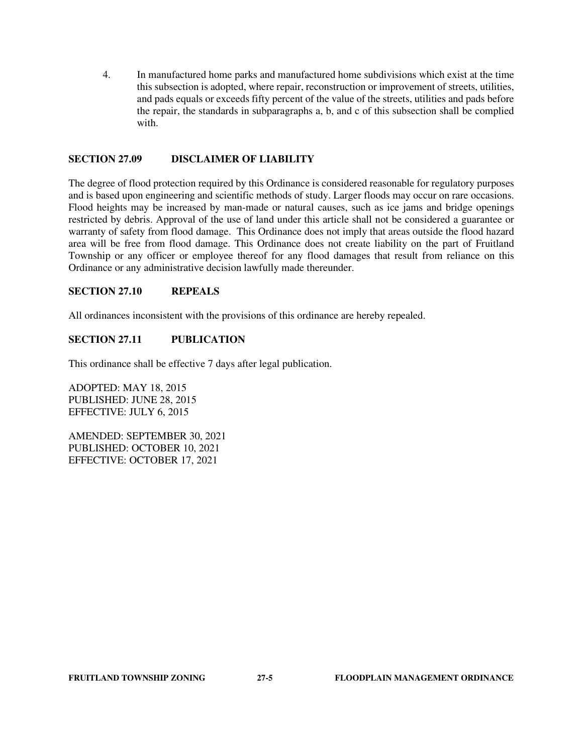4. In manufactured home parks and manufactured home subdivisions which exist at the time this subsection is adopted, where repair, reconstruction or improvement of streets, utilities, and pads equals or exceeds fifty percent of the value of the streets, utilities and pads before the repair, the standards in subparagraphs a, b, and c of this subsection shall be complied with.

## SECTION 27.09 DISCLAIMER OF LIABILITY

The degree of flood protection required by this Ordinance is considered reasonable for regulatory purposes and is based upon engineering and scientific methods of study. Larger floods may occur on rare occasions. Flood heights may be increased by man-made or natural causes, such as ice jams and bridge openings restricted by debris. Approval of the use of land under this article shall not be considered a guarantee or warranty of safety from flood damage. This Ordinance does not imply that areas outside the flood hazard area will be free from flood damage. This Ordinance does not create liability on the part of Fruitland Township or any officer or employee thereof for any flood damages that result from reliance on this Ordinance or any administrative decision lawfully made thereunder.

## SECTION 27.10 REPEALS

All ordinances inconsistent with the provisions of this ordinance are hereby repealed.

## SECTION 27.11 PUBLICATION

This ordinance shall be effective 7 days after legal publication.

ADOPTED: MAY 18, 2015
PUBLISHED: JUNE 28, 2015
EFFECTIVE: JULY 6, 2015

AMENDED: SEPTEMBER 30, 2021
PUBLISHED: OCTOBER 10, 2021
EFFECTIVE: OCTOBER 17, 2021